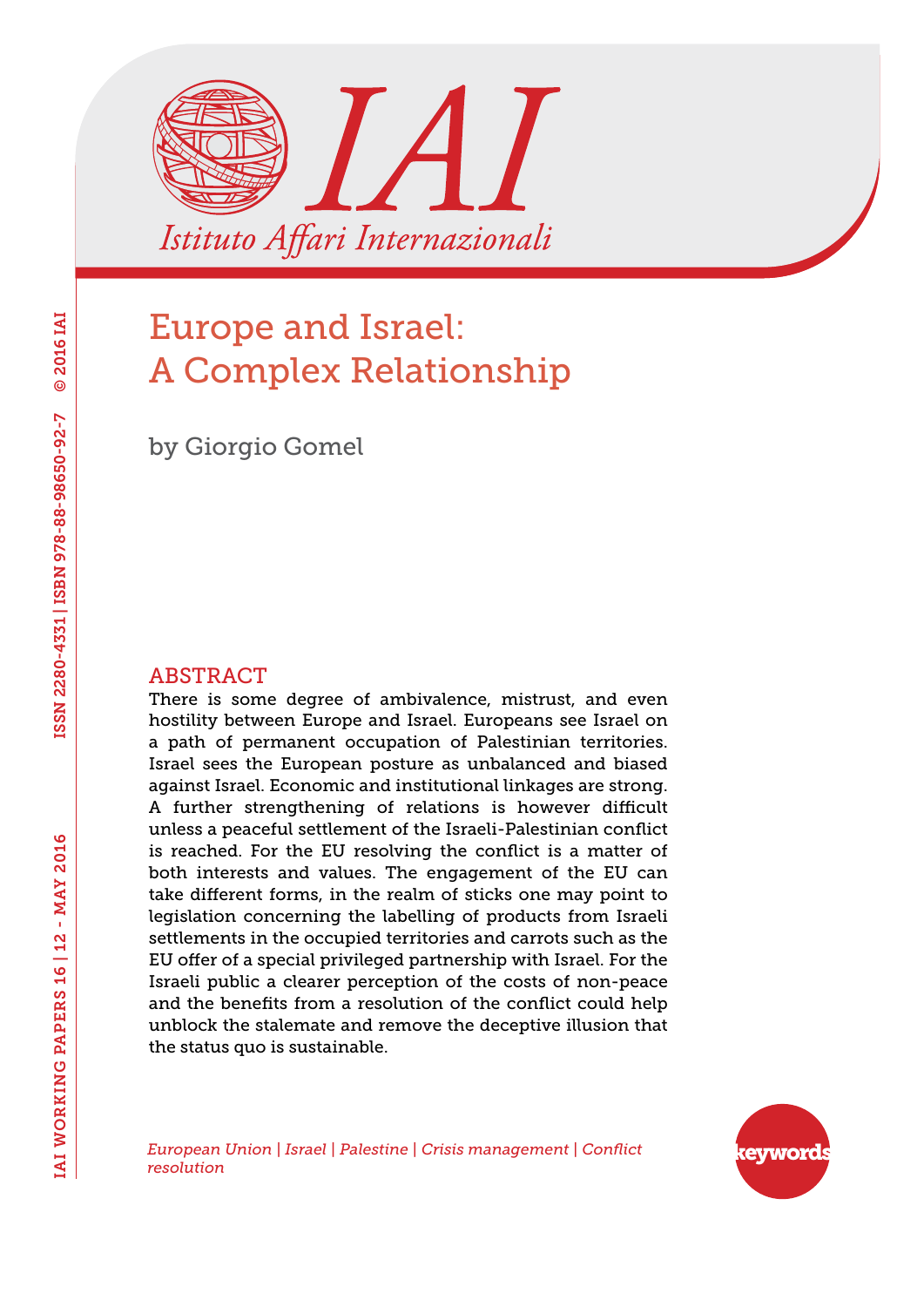# Europe and Israel: A Complex Relationship

by Giorgio Gomel

## ABSTRACT

There is some degree of ambivalence, mistrust, and even hostility between Europe and Israel. Europeans see Israel on a path of permanent occupation of Palestinian territories. Israel sees the European posture as unbalanced and biased against Israel. Economic and institutional linkages are strong. A further strengthening of relations is however difficult unless a peaceful settlement of the Israeli-Palestinian conflict is reached. For the EU resolving the conflict is a matter of both interests and values. The engagement of the EU can take different forms, in the realm of sticks one may point to legislation concerning the labelling of products from Israeli settlements in the occupied territories and carrots such as the EU offer of a special privileged partnership with Israel. For the Israeli public a clearer perception of the costs of non-peace and the benefits from a resolution of the conflict could help unblock the stalemate and remove the deceptive illusion that the status quo is sustainable.

*European Union | Israel | Palestine | Crisis management | Conflict resolution*

keywords

IAI WORKING PAPERS 16 | 12 - MAY 2016 ISSN 2280-4331 | ISBN 978-88-98650-92-7 © 2016 IAI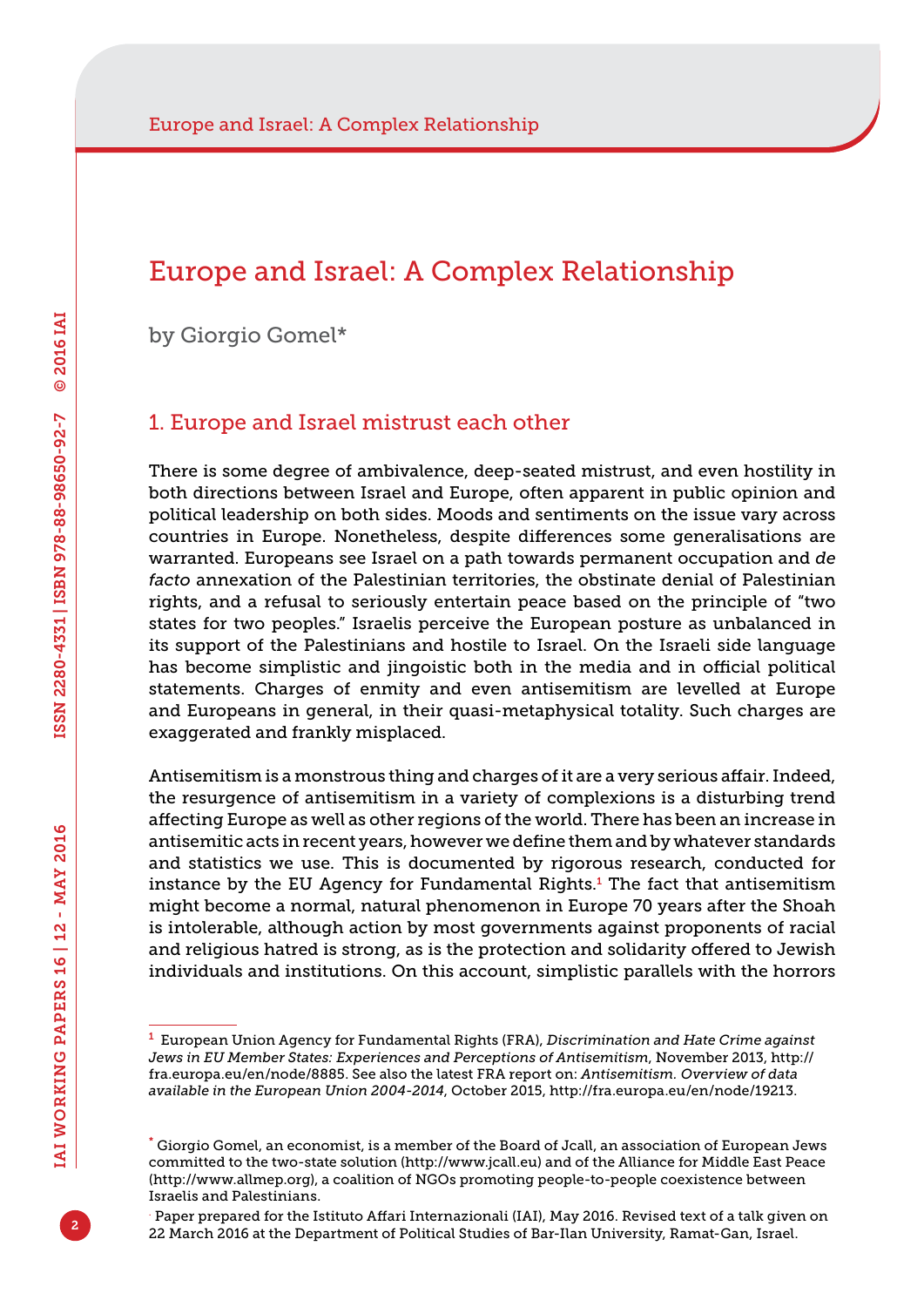# Europe and Israel: A Complex Relationship

by Giorgio Gomel*

## 1. Europe and Israel mistrust each other

There is some degree of ambivalence, deep-seated mistrust, and even hostility in both directions between Israel and Europe, often apparent in public opinion and political leadership on both sides. Moods and sentiments on the issue vary across countries in Europe. Nonetheless, despite differences some generalisations are warranted. Europeans see Israel on a path towards permanent occupation and *de facto* annexation of the Palestinian territories, the obstinate denial of Palestinian rights, and a refusal to seriously entertain peace based on the principle of "two states for two peoples." Israelis perceive the European posture as unbalanced in its support of the Palestinians and hostile to Israel. On the Israeli side language has become simplistic and jingoistic both in the media and in official political statements. Charges of enmity and even antisemitism are levelled at Europe and Europeans in general, in their quasi-metaphysical totality. Such charges are exaggerated and frankly misplaced.

Antisemitism is a monstrous thing and charges of it are a very serious affair. Indeed, the resurgence of antisemitism in a variety of complexions is a disturbing trend affecting Europe as well as other regions of the world. There has been an increase in antisemitic acts in recent years, however we define them and by whatever standards and statistics we use. This is documented by rigorous research, conducted for instance by the EU Agency for Fundamental Rights.[1] The fact that antisemitism might become a normal, natural phenomenon in Europe 70 years after the Shoah is intolerable, although action by most governments against proponents of racial and religious hatred is strong, as is the protection and solidarity offered to Jewish individuals and institutions. On this account, simplistic parallels with the horrors

---

[1] European Union Agency for Fundamental Rights (FRA), *Discrimination and Hate Crime against Jews in EU Member States: Experiences and Perceptions of Antisemitism*, November 2013, http://fra.europa.eu/en/node/8885. See also the latest FRA report on: *Antisemitism. Overview of data available in the European Union 2004-2014*, October 2015, http://fra.europa.eu/en/node/19213.

\* Giorgio Gomel, an economist, is a member of the Board of Jcall, an association of European Jews committed to the two-state solution (http://www.jcall.eu) and of the Alliance for Middle East Peace (http://www.allmep.org), a coalition of NGOs promoting people-to-people coexistence between Israelis and Palestinians.

. Paper prepared for the Istituto Affari Internazionali (IAI), May 2016. Revised text of a talk given on 22 March 2016 at the Department of Political Studies of Bar-Ilan University, Ramat-Gan, Israel.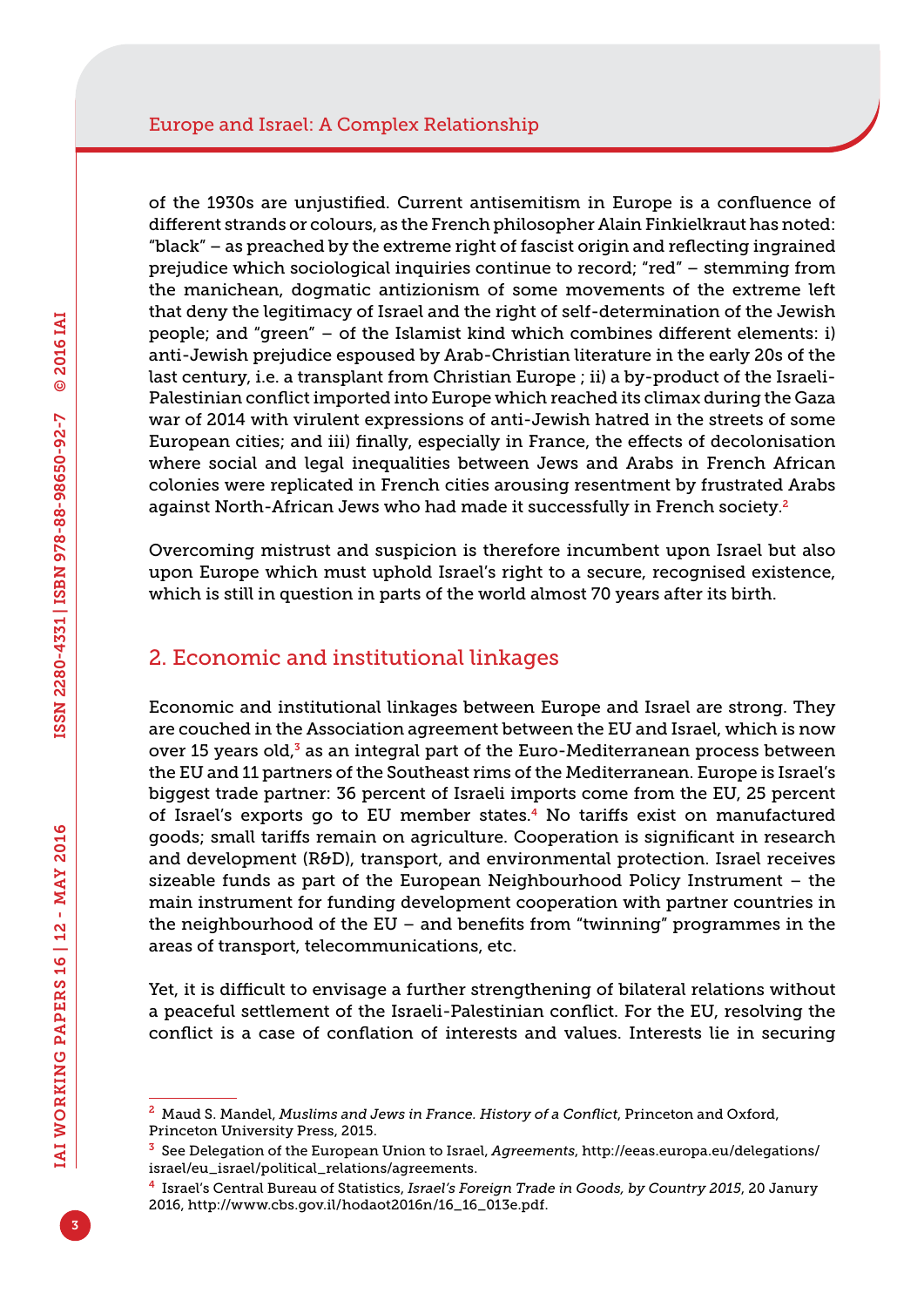of the 1930s are unjustified. Current antisemitism in Europe is a confluence of different strands or colours, as the French philosopher Alain Finkielkraut has noted: "black" – as preached by the extreme right of fascist origin and reflecting ingrained prejudice which sociological inquiries continue to record; "red" – stemming from the manichean, dogmatic antizionism of some movements of the extreme left that deny the legitimacy of Israel and the right of self-determination of the Jewish people; and "green" – of the Islamist kind which combines different elements: i) anti-Jewish prejudice espoused by Arab-Christian literature in the early 20s of the last century, i.e. a transplant from Christian Europe ; ii) a by-product of the Israeli-Palestinian conflict imported into Europe which reached its climax during the Gaza war of 2014 with virulent expressions of anti-Jewish hatred in the streets of some European cities; and iii) finally, especially in France, the effects of decolonisation where social and legal inequalities between Jews and Arabs in French African colonies were replicated in French cities arousing resentment by frustrated Arabs against North-African Jews who had made it successfully in French society.[2]

Overcoming mistrust and suspicion is therefore incumbent upon Israel but also upon Europe which must uphold Israel's right to a secure, recognised existence, which is still in question in parts of the world almost 70 years after its birth.

## 2. Economic and institutional linkages

Economic and institutional linkages between Europe and Israel are strong. They are couched in the Association agreement between the EU and Israel, which is now over 15 years old,[3] as an integral part of the Euro-Mediterranean process between the EU and 11 partners of the Southeast rims of the Mediterranean. Europe is Israel's biggest trade partner: 36 percent of Israeli imports come from the EU, 25 percent of Israel's exports go to EU member states.[4] No tariffs exist on manufactured goods; small tariffs remain on agriculture. Cooperation is significant in research and development (R&D), transport, and environmental protection. Israel receives sizeable funds as part of the European Neighbourhood Policy Instrument – the main instrument for funding development cooperation with partner countries in the neighbourhood of the EU – and benefits from "twinning" programmes in the areas of transport, telecommunications, etc.

Yet, it is difficult to envisage a further strengthening of bilateral relations without a peaceful settlement of the Israeli-Palestinian conflict. For the EU, resolving the conflict is a case of conflation of interests and values. Interests lie in securing

---

[2] Maud S. Mandel, *Muslims and Jews in France. History of a Conflict*, Princeton and Oxford, Princeton University Press, 2015.

[3] See Delegation of the European Union to Israel, *Agreements*, http://eeas.europa.eu/delegations/israel/eu_israel/political_relations/agreements.

[4] Israel's Central Bureau of Statistics, *Israel's Foreign Trade in Goods, by Country 2015*, 20 Janury 2016, http://www.cbs.gov.il/hodaot2016n/16_16_013e.pdf.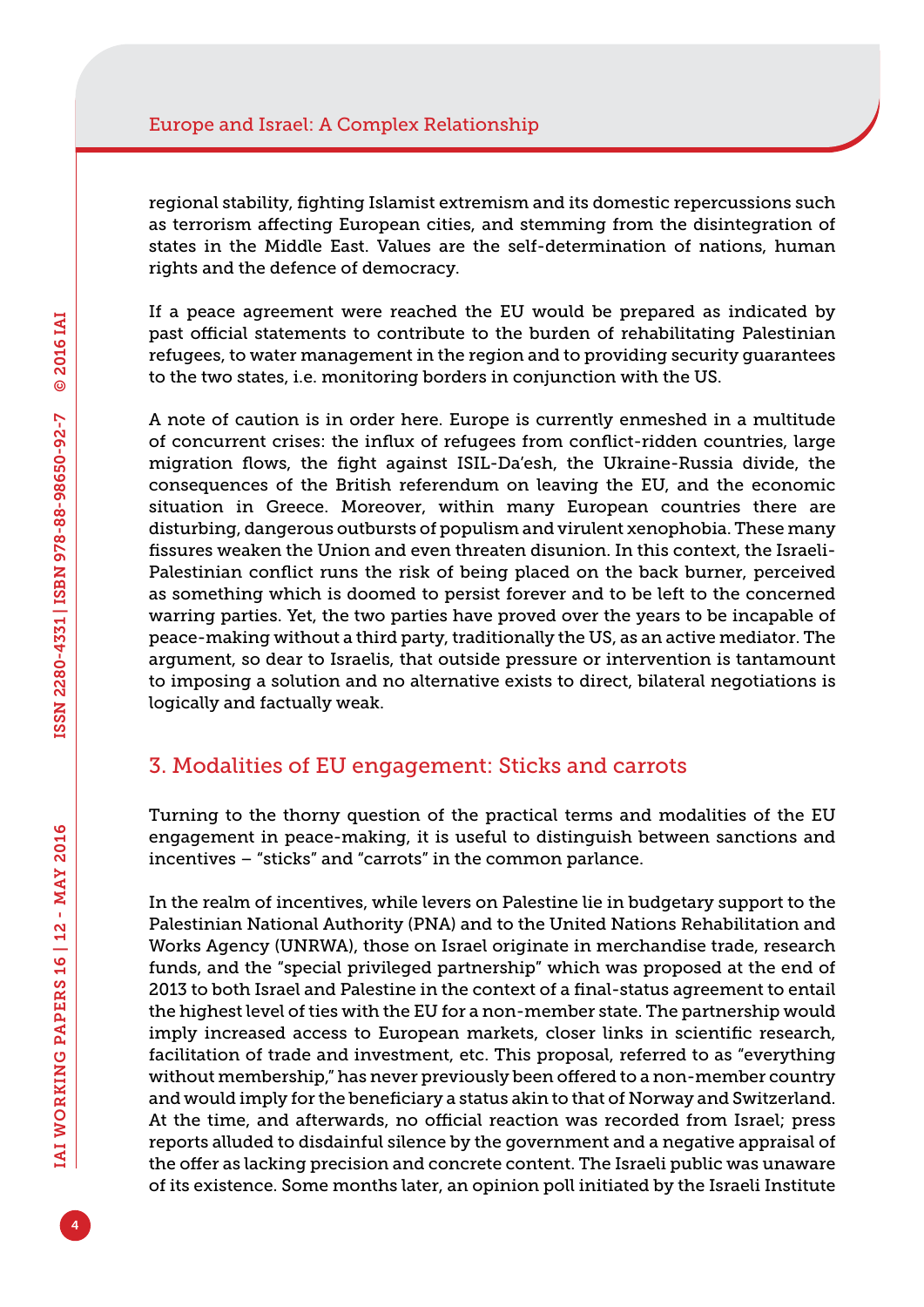regional stability, fighting Islamist extremism and its domestic repercussions such as terrorism affecting European cities, and stemming from the disintegration of states in the Middle East. Values are the self-determination of nations, human rights and the defence of democracy.

If a peace agreement were reached the EU would be prepared as indicated by past official statements to contribute to the burden of rehabilitating Palestinian refugees, to water management in the region and to providing security guarantees to the two states, i.e. monitoring borders in conjunction with the US.

A note of caution is in order here. Europe is currently enmeshed in a multitude of concurrent crises: the influx of refugees from conflict-ridden countries, large migration flows, the fight against ISIL-Da'esh, the Ukraine-Russia divide, the consequences of the British referendum on leaving the EU, and the economic situation in Greece. Moreover, within many European countries there are disturbing, dangerous outbursts of populism and virulent xenophobia. These many fissures weaken the Union and even threaten disunion. In this context, the Israeli-Palestinian conflict runs the risk of being placed on the back burner, perceived as something which is doomed to persist forever and to be left to the concerned warring parties. Yet, the two parties have proved over the years to be incapable of peace-making without a third party, traditionally the US, as an active mediator. The argument, so dear to Israelis, that outside pressure or intervention is tantamount to imposing a solution and no alternative exists to direct, bilateral negotiations is logically and factually weak.

## 3. Modalities of EU engagement: Sticks and carrots

Turning to the thorny question of the practical terms and modalities of the EU engagement in peace-making, it is useful to distinguish between sanctions and incentives – "sticks" and "carrots" in the common parlance.

In the realm of incentives, while levers on Palestine lie in budgetary support to the Palestinian National Authority (PNA) and to the United Nations Rehabilitation and Works Agency (UNRWA), those on Israel originate in merchandise trade, research funds, and the "special privileged partnership" which was proposed at the end of 2013 to both Israel and Palestine in the context of a final-status agreement to entail the highest level of ties with the EU for a non-member state. The partnership would imply increased access to European markets, closer links in scientific research, facilitation of trade and investment, etc. This proposal, referred to as "everything without membership," has never previously been offered to a non-member country and would imply for the beneficiary a status akin to that of Norway and Switzerland. At the time, and afterwards, no official reaction was recorded from Israel; press reports alluded to disdainful silence by the government and a negative appraisal of the offer as lacking precision and concrete content. The Israeli public was unaware of its existence. Some months later, an opinion poll initiated by the Israeli Institute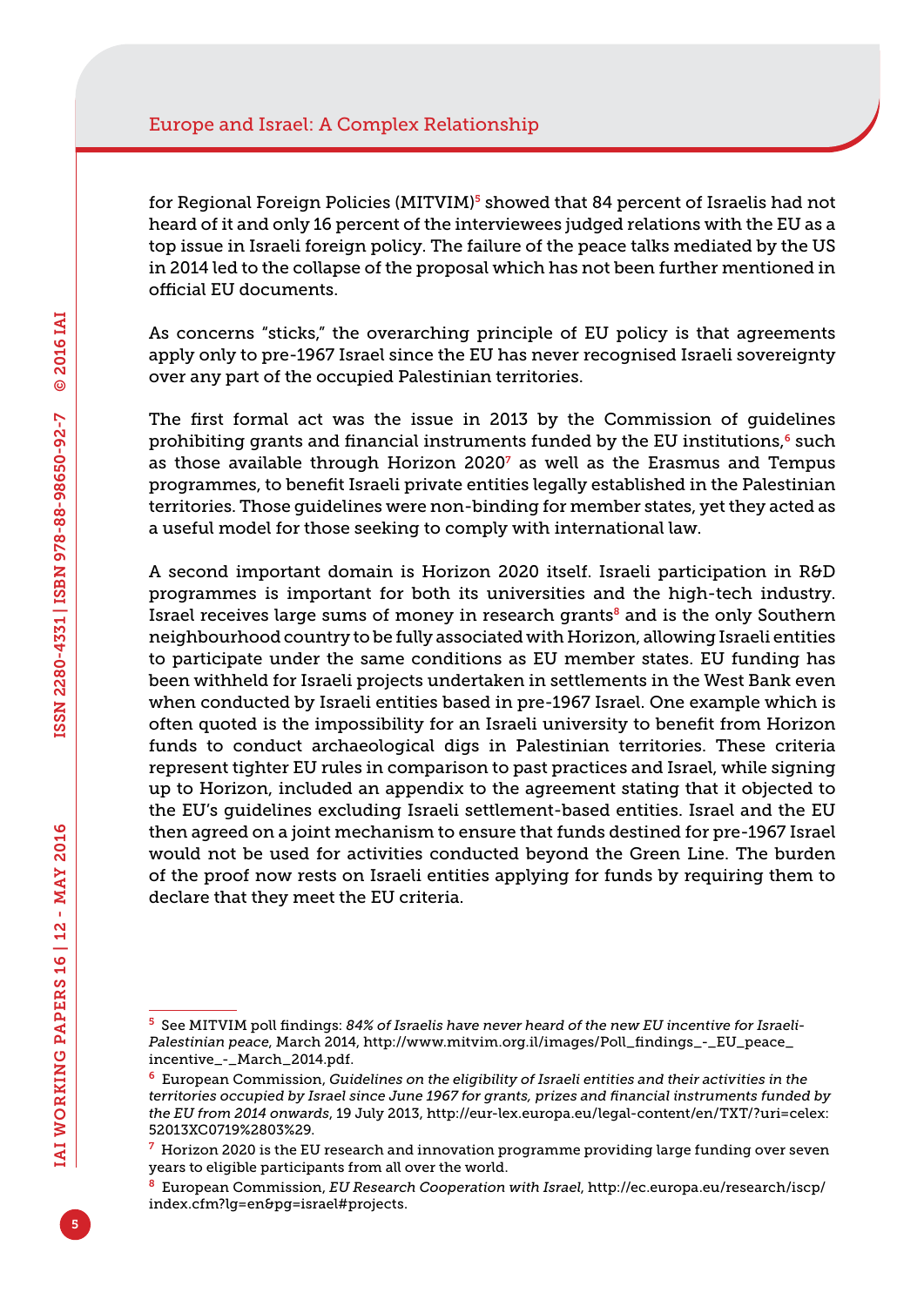for Regional Foreign Policies (MITVIM)[5] showed that 84 percent of Israelis had not heard of it and only 16 percent of the interviewees judged relations with the EU as a top issue in Israeli foreign policy. The failure of the peace talks mediated by the US in 2014 led to the collapse of the proposal which has not been further mentioned in official EU documents.

As concerns "sticks," the overarching principle of EU policy is that agreements apply only to pre-1967 Israel since the EU has never recognised Israeli sovereignty over any part of the occupied Palestinian territories.

The first formal act was the issue in 2013 by the Commission of guidelines prohibiting grants and financial instruments funded by the EU institutions,[6] such as those available through Horizon 2020[7] as well as the Erasmus and Tempus programmes, to benefit Israeli private entities legally established in the Palestinian territories. Those guidelines were non-binding for member states, yet they acted as a useful model for those seeking to comply with international law.

A second important domain is Horizon 2020 itself. Israeli participation in R&D programmes is important for both its universities and the high-tech industry. Israel receives large sums of money in research grants[8] and is the only Southern neighbourhood country to be fully associated with Horizon, allowing Israeli entities to participate under the same conditions as EU member states. EU funding has been withheld for Israeli projects undertaken in settlements in the West Bank even when conducted by Israeli entities based in pre-1967 Israel. One example which is often quoted is the impossibility for an Israeli university to benefit from Horizon funds to conduct archaeological digs in Palestinian territories. These criteria represent tighter EU rules in comparison to past practices and Israel, while signing up to Horizon, included an appendix to the agreement stating that it objected to the EU's guidelines excluding Israeli settlement-based entities. Israel and the EU then agreed on a joint mechanism to ensure that funds destined for pre-1967 Israel would not be used for activities conducted beyond the Green Line. The burden of the proof now rests on Israeli entities applying for funds by requiring them to declare that they meet the EU criteria.

---

[5] See MITVIM poll findings: *84% of Israelis have never heard of the new EU incentive for Israeli-Palestinian peace*, March 2014, http://www.mitvim.org.il/images/Poll_findings_-_EU_peace_incentive_-_March_2014.pdf.

[6] European Commission, *Guidelines on the eligibility of Israeli entities and their activities in the territories occupied by Israel since June 1967 for grants, prizes and financial instruments funded by the EU from 2014 onwards*, 19 July 2013, http://eur-lex.europa.eu/legal-content/en/TXT/?uri=celex:52013XC0719%2803%29.

[7] Horizon 2020 is the EU research and innovation programme providing large funding over seven years to eligible participants from all over the world.

[8] European Commission, *EU Research Cooperation with Israel*, http://ec.europa.eu/research/iscp/index.cfm?lg=en&pg=israel#projects.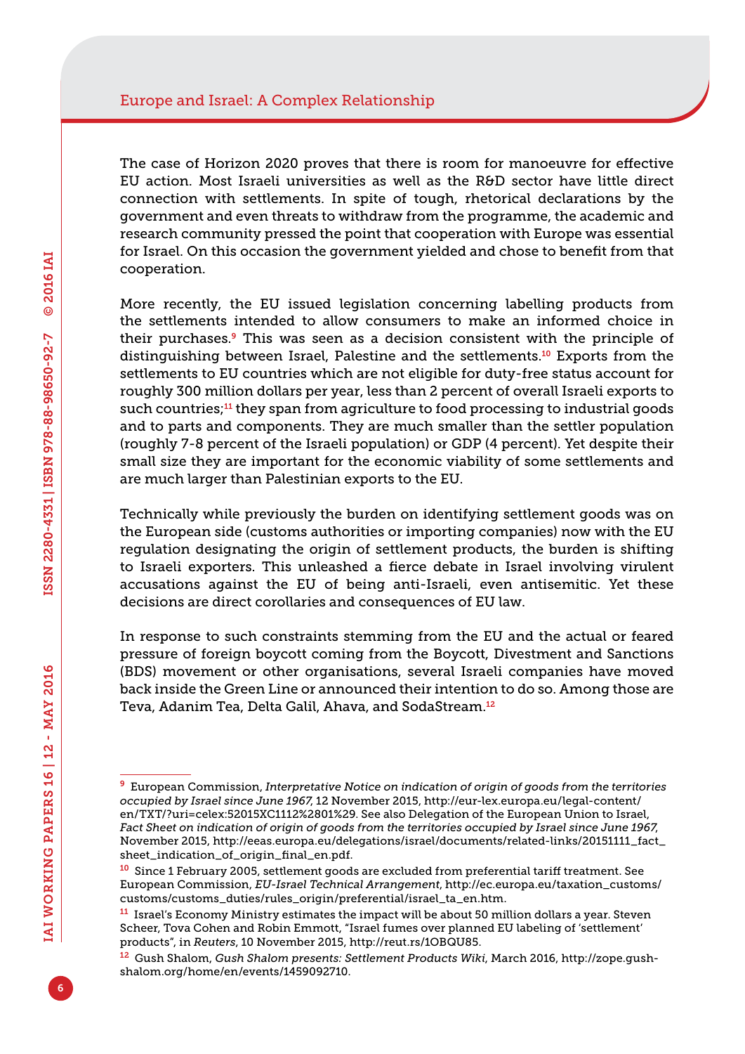The case of Horizon 2020 proves that there is room for manoeuvre for effective EU action. Most Israeli universities as well as the R&D sector have little direct connection with settlements. In spite of tough, rhetorical declarations by the government and even threats to withdraw from the programme, the academic and research community pressed the point that cooperation with Europe was essential for Israel. On this occasion the government yielded and chose to benefit from that cooperation.

More recently, the EU issued legislation concerning labelling products from the settlements intended to allow consumers to make an informed choice in their purchases.[9] This was seen as a decision consistent with the principle of distinguishing between Israel, Palestine and the settlements.[10] Exports from the settlements to EU countries which are not eligible for duty-free status account for roughly 300 million dollars per year, less than 2 percent of overall Israeli exports to such countries;[11] they span from agriculture to food processing to industrial goods and to parts and components. They are much smaller than the settler population (roughly 7-8 percent of the Israeli population) or GDP (4 percent). Yet despite their small size they are important for the economic viability of some settlements and are much larger than Palestinian exports to the EU.

Technically while previously the burden on identifying settlement goods was on the European side (customs authorities or importing companies) now with the EU regulation designating the origin of settlement products, the burden is shifting to Israeli exporters. This unleashed a fierce debate in Israel involving virulent accusations against the EU of being anti-Israeli, even antisemitic. Yet these decisions are direct corollaries and consequences of EU law.

In response to such constraints stemming from the EU and the actual or feared pressure of foreign boycott coming from the Boycott, Divestment and Sanctions (BDS) movement or other organisations, several Israeli companies have moved back inside the Green Line or announced their intention to do so. Among those are Teva, Adanim Tea, Delta Galil, Ahava, and SodaStream.[12]

---

[9] European Commission, *Interpretative Notice on indication of origin of goods from the territories occupied by Israel since June 1967*, 12 November 2015, http://eur-lex.europa.eu/legal-content/en/TXT/?uri=celex:52015XC1112%2801%29. See also Delegation of the European Union to Israel, *Fact Sheet on indication of origin of goods from the territories occupied by Israel since June 1967*, November 2015, http://eeas.europa.eu/delegations/israel/documents/related-links/20151111_fact_sheet_indication_of_origin_final_en.pdf.

[10] Since 1 February 2005, settlement goods are excluded from preferential tariff treatment. See European Commission, *EU-Israel Technical Arrangement*, http://ec.europa.eu/taxation_customs/customs/customs_duties/rules_origin/preferential/israel_ta_en.htm.

[11] Israel's Economy Ministry estimates the impact will be about 50 million dollars a year. Steven Scheer, Tova Cohen and Robin Emmott, "Israel fumes over planned EU labeling of 'settlement' products", in *Reuters*, 10 November 2015, http://reut.rs/1OBQU85.

[12] Gush Shalom, *Gush Shalom presents: Settlement Products Wiki*, March 2016, http://zope.gush-shalom.org/home/en/events/1459092710.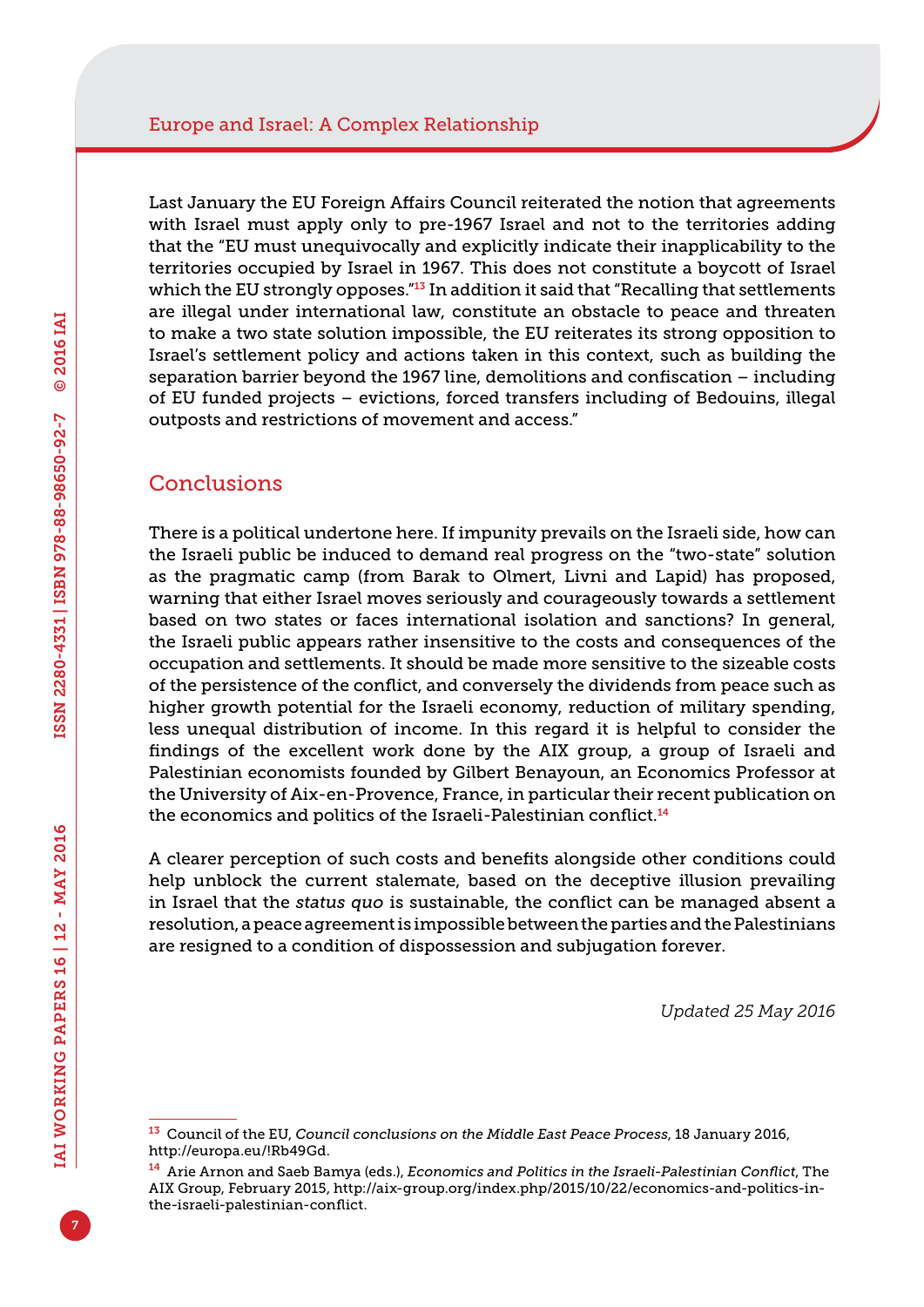Last January the EU Foreign Affairs Council reiterated the notion that agreements with Israel must apply only to pre-1967 Israel and not to the territories adding that the "EU must unequivocally and explicitly indicate their inapplicability to the territories occupied by Israel in 1967. This does not constitute a boycott of Israel which the EU strongly opposes."[13] In addition it said that "Recalling that settlements are illegal under international law, constitute an obstacle to peace and threaten to make a two state solution impossible, the EU reiterates its strong opposition to Israel's settlement policy and actions taken in this context, such as building the separation barrier beyond the 1967 line, demolitions and confiscation – including of EU funded projects – evictions, forced transfers including of Bedouins, illegal outposts and restrictions of movement and access."

## Conclusions

There is a political undertone here. If impunity prevails on the Israeli side, how can the Israeli public be induced to demand real progress on the "two-state" solution as the pragmatic camp (from Barak to Olmert, Livni and Lapid) has proposed, warning that either Israel moves seriously and courageously towards a settlement based on two states or faces international isolation and sanctions? In general, the Israeli public appears rather insensitive to the costs and consequences of the occupation and settlements. It should be made more sensitive to the sizeable costs of the persistence of the conflict, and conversely the dividends from peace such as higher growth potential for the Israeli economy, reduction of military spending, less unequal distribution of income. In this regard it is helpful to consider the findings of the excellent work done by the AIX group, a group of Israeli and Palestinian economists founded by Gilbert Benayoun, an Economics Professor at the University of Aix-en-Provence, France, in particular their recent publication on the economics and politics of the Israeli-Palestinian conflict.[14]

A clearer perception of such costs and benefits alongside other conditions could help unblock the current stalemate, based on the deceptive illusion prevailing in Israel that the *status quo* is sustainable, the conflict can be managed absent a resolution, a peace agreement is impossible between the parties and the Palestinians are resigned to a condition of dispossession and subjugation forever.

*Updated 25 May 2016*

---

[13] Council of the EU, *Council conclusions on the Middle East Peace Process*, 18 January 2016, http://europa.eu/!Rb49Gd.

[14] Arie Arnon and Saeb Bamya (eds.), *Economics and Politics in the Israeli-Palestinian Conflict*, The AIX Group, February 2015, http://aix-group.org/index.php/2015/10/22/economics-and-politics-in-the-israeli-palestinian-conflict.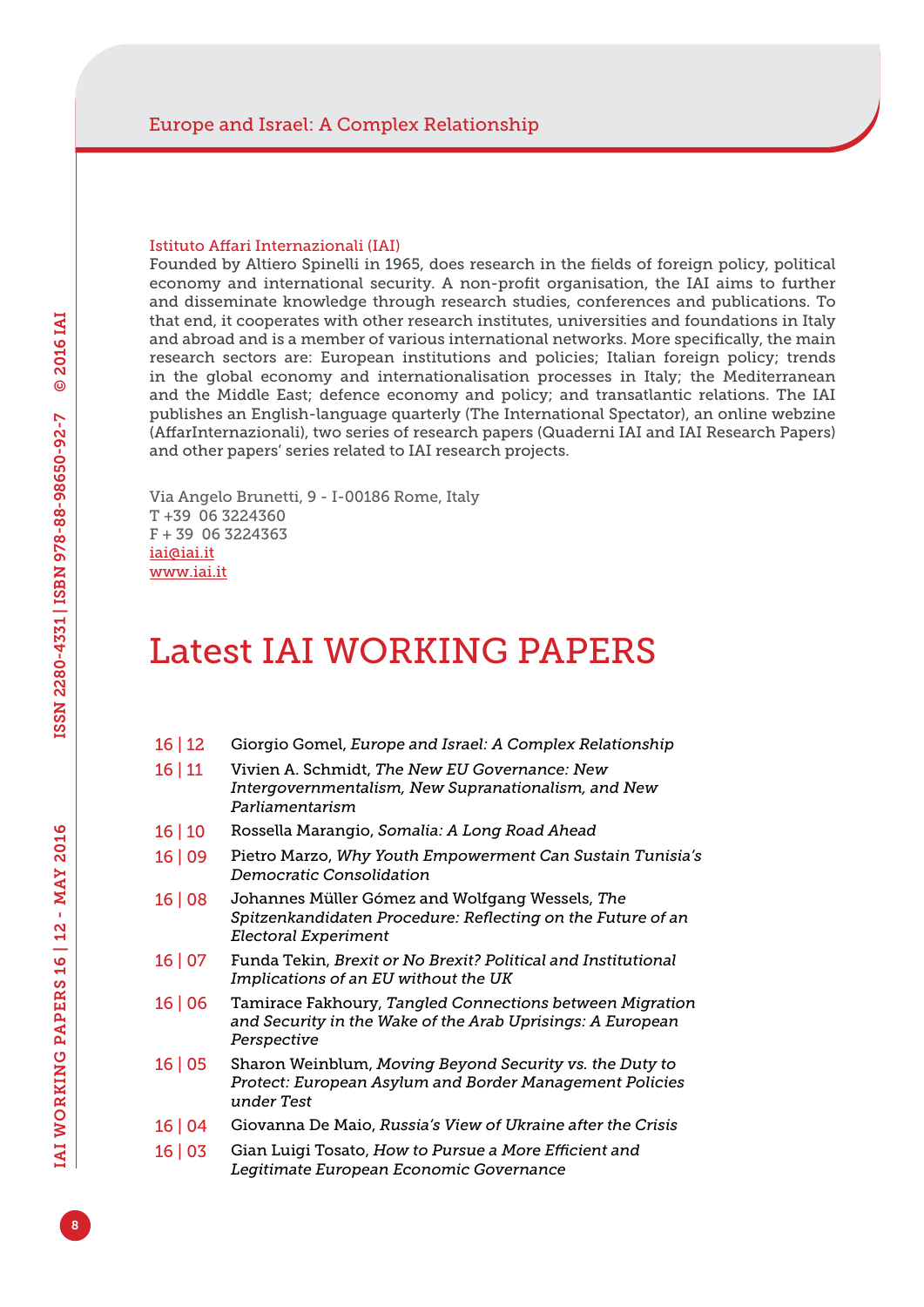Istituto Affari Internazionali (IAI)

Founded by Altiero Spinelli in 1965, does research in the fields of foreign policy, political economy and international security. A non-profit organisation, the IAI aims to further and disseminate knowledge through research studies, conferences and publications. To that end, it cooperates with other research institutes, universities and foundations in Italy and abroad and is a member of various international networks. More specifically, the main research sectors are: European institutions and policies; Italian foreign policy; trends in the global economy and internationalisation processes in Italy; the Mediterranean and the Middle East; defence economy and policy; and transatlantic relations. The IAI publishes an English-language quarterly (The International Spectator), an online webzine (AffarInternazionali), two series of research papers (Quaderni IAI and IAI Research Papers) and other papers' series related to IAI research projects.

Via Angelo Brunetti, 9 - I-00186 Rome, Italy
T +39 06 3224360
F + 39 06 3224363
iai@iai.it
www.iai.it

# Latest IAI WORKING PAPERS

| | |
|---|---|
| 16 \| 12 | Giorgio Gomel, *Europe and Israel: A Complex Relationship* |
| 16 \| 11 | Vivien A. Schmidt, *The New EU Governance: New Intergovernmentalism, New Supranationalism, and New Parliamentarism* |
| 16 \| 10 | Rossella Marangio, *Somalia: A Long Road Ahead* |
| 16 \| 09 | Pietro Marzo, *Why Youth Empowerment Can Sustain Tunisia's Democratic Consolidation* |
| 16 \| 08 | Johannes Müller Gómez and Wolfgang Wessels, *The Spitzenkandidaten Procedure: Reflecting on the Future of an Electoral Experiment* |
| 16 \| 07 | Funda Tekin, *Brexit or No Brexit? Political and Institutional Implications of an EU without the UK* |
| 16 \| 06 | Tamirace Fakhoury, *Tangled Connections between Migration and Security in the Wake of the Arab Uprisings: A European Perspective* |
| 16 \| 05 | Sharon Weinblum, *Moving Beyond Security vs. the Duty to Protect: European Asylum and Border Management Policies under Test* |
| 16 \| 04 | Giovanna De Maio, *Russia's View of Ukraine after the Crisis* |
| 16 \| 03 | Gian Luigi Tosato, *How to Pursue a More Efficient and Legitimate European Economic Governance* |